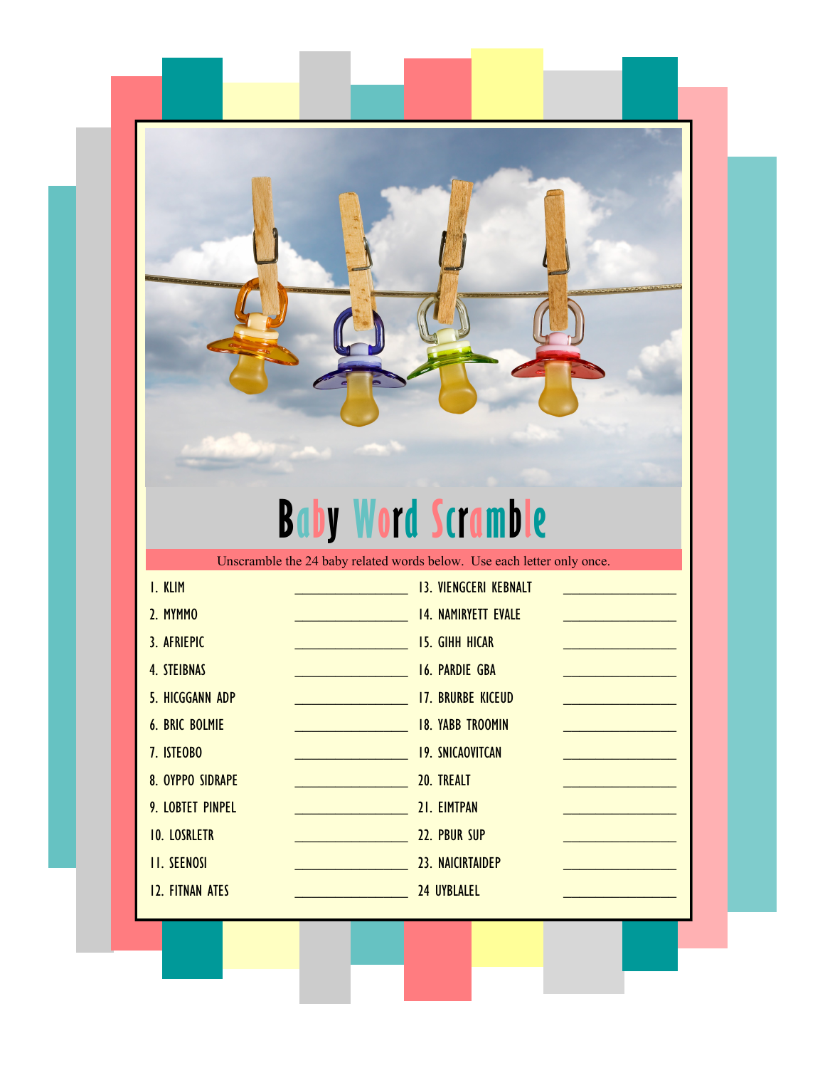# Baby Word Scramble

Unscramble the 24 baby related words below. Use each letter only once.

1. KLIM ________________
2. MYMMO ________________
3. AFRIEPIC ________________
4. STEIBNAS ________________
5. HICGGANN ADP ________________
6. BRIC BOLMIE ________________
7. ISTEOBO ________________
8. OYPPO SIDRAPE ________________
9. LOBTET PINPEL ________________
10. LOSRLETR ________________
11. SEENOSI ________________
12. FITNAN ATES ________________
13. VIENGCERI KEBNALT ________________
14. NAMIRYETT EVALE ________________
15. GIHH HICAR ________________
16. PARDIE GBA ________________
17. BRURBE KICEUD ________________
18. YABB TROOMIN ________________
19. SNICAOVITCAN ________________
20. TREALT ________________
21. EIMTPAN ________________
22. PBUR SUP ________________
23. NAICIRTAIDEP ________________
24 UYBLALEL ________________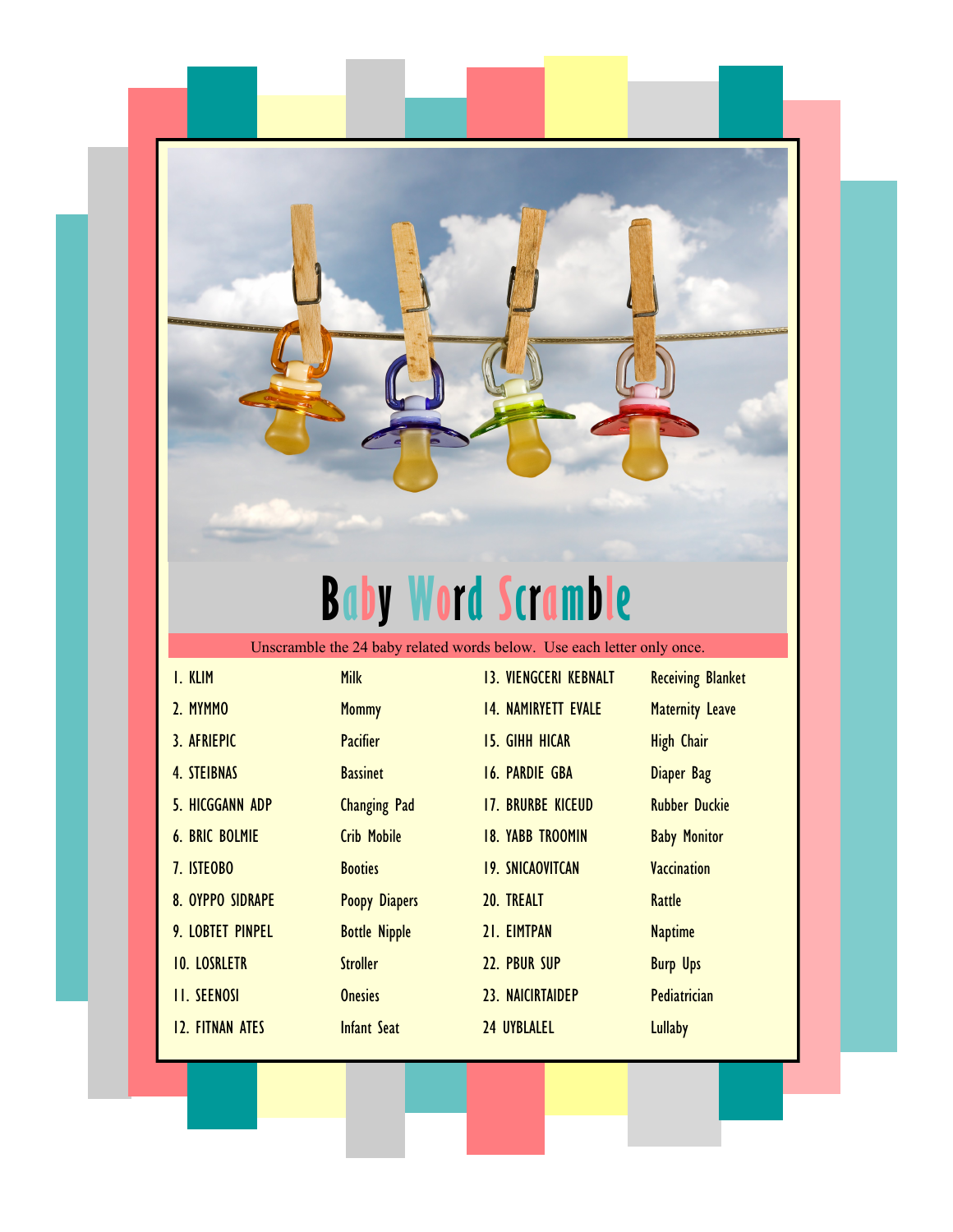# Baby Word Scramble

Unscramble the 24 baby related words below. Use each letter only once.

| | | | |
|---|---|---|---|
| 1. KLIM | Milk | 13. VIENGCERI KEBNALT | Receiving Blanket |
| 2. MYMMO | Mommy | 14. NAMIRYETT EVALE | Maternity Leave |
| 3. AFRIEPIC | Pacifier | 15. GIHH HICAR | High Chair |
| 4. STEIBNAS | Bassinet | 16. PARDIE GBA | Diaper Bag |
| 5. HICGGANN ADP | Changing Pad | 17. BRURBE KICEUD | Rubber Duckie |
| 6. BRIC BOLMIE | Crib Mobile | 18. YABB TROOMIN | Baby Monitor |
| 7. ISTEOBO | Booties | 19. SNICAOVITCAN | Vaccination |
| 8. OYPPO SIDRAPE | Poopy Diapers | 20. TREALT | Rattle |
| 9. LOBTET PINPEL | Bottle Nipple | 21. EIMTPAN | Naptime |
| 10. LOSRLETR | Stroller | 22. PBUR SUP | Burp Ups |
| 11. SEENOSI | Onesies | 23. NAICIRTAIDEP | Pediatrician |
| 12. FITNAN ATES | Infant Seat | 24 UYBLALEL | Lullaby |